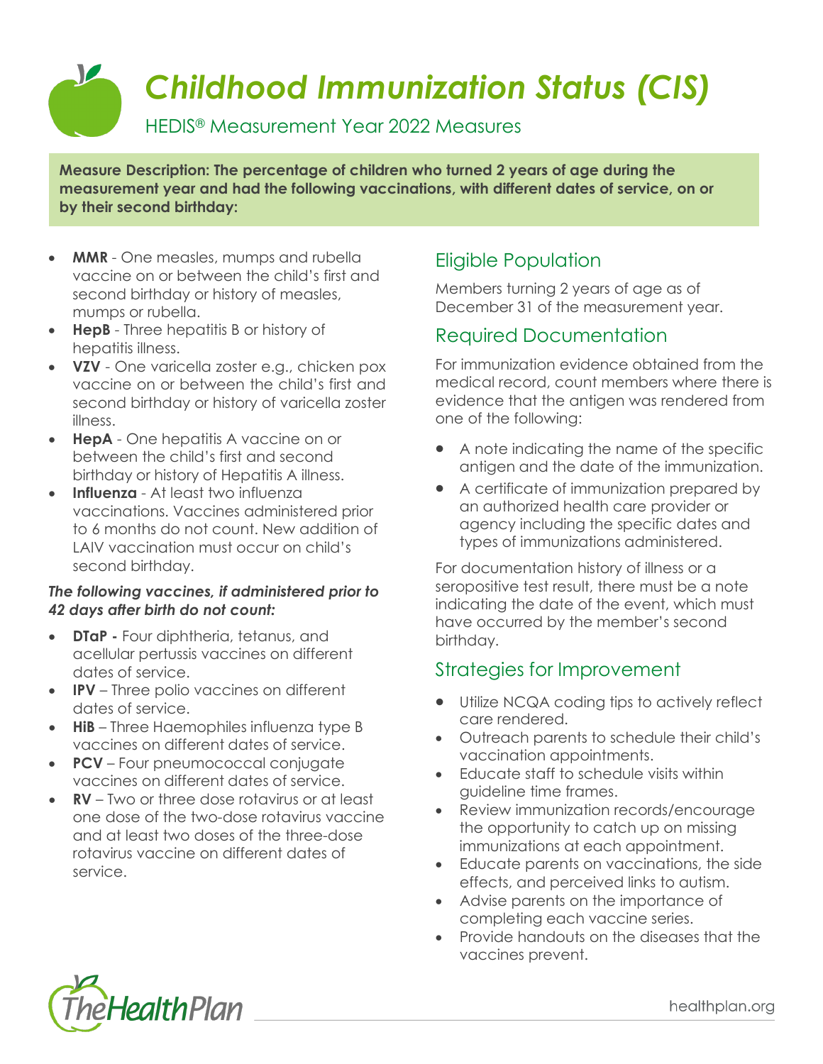# Childhood Immunization Status (CIS)

## HEDIS® Measurement Year 2022 Measures

**Measure Description: The percentage of children who turned 2 years of age during the measurement year and had the following vaccinations, with different dates of service, on or by their second birthday:**

- **MMR** - One measles, mumps and rubella vaccine on or between the child's first and second birthday or history of measles, mumps or rubella.
- **HepB** - Three hepatitis B or history of hepatitis illness.
- **VZV** - One varicella zoster e.g., chicken pox vaccine on or between the child's first and second birthday or history of varicella zoster illness.
- **HepA** - One hepatitis A vaccine on or between the child's first and second birthday or history of Hepatitis A illness.
- **Influenza** - At least two influenza vaccinations. Vaccines administered prior to 6 months do not count. New addition of LAIV vaccination must occur on child's second birthday.

***The following vaccines, if administered prior to 42 days after birth do not count:***

- **DTaP -** Four diphtheria, tetanus, and acellular pertussis vaccines on different dates of service.
- **IPV** – Three polio vaccines on different dates of service.
- **HiB** – Three Haemophiles influenza type B vaccines on different dates of service.
- **PCV** – Four pneumococcal conjugate vaccines on different dates of service.
- **RV** – Two or three dose rotavirus or at least one dose of the two-dose rotavirus vaccine and at least two doses of the three-dose rotavirus vaccine on different dates of service.

## Eligible Population

Members turning 2 years of age as of December 31 of the measurement year.

## Required Documentation

For immunization evidence obtained from the medical record, count members where there is evidence that the antigen was rendered from one of the following:

- A note indicating the name of the specific antigen and the date of the immunization.
- A certificate of immunization prepared by an authorized health care provider or agency including the specific dates and types of immunizations administered.

For documentation history of illness or a seropositive test result, there must be a note indicating the date of the event, which must have occurred by the member's second birthday.

## Strategies for Improvement

- Utilize NCQA coding tips to actively reflect care rendered.
- Outreach parents to schedule their child's vaccination appointments.
- Educate staff to schedule visits within guideline time frames.
- Review immunization records/encourage the opportunity to catch up on missing immunizations at each appointment.
- Educate parents on vaccinations, the side effects, and perceived links to autism.
- Advise parents on the importance of completing each vaccine series.
- Provide handouts on the diseases that the vaccines prevent.

TheHealthPlan

healthplan.org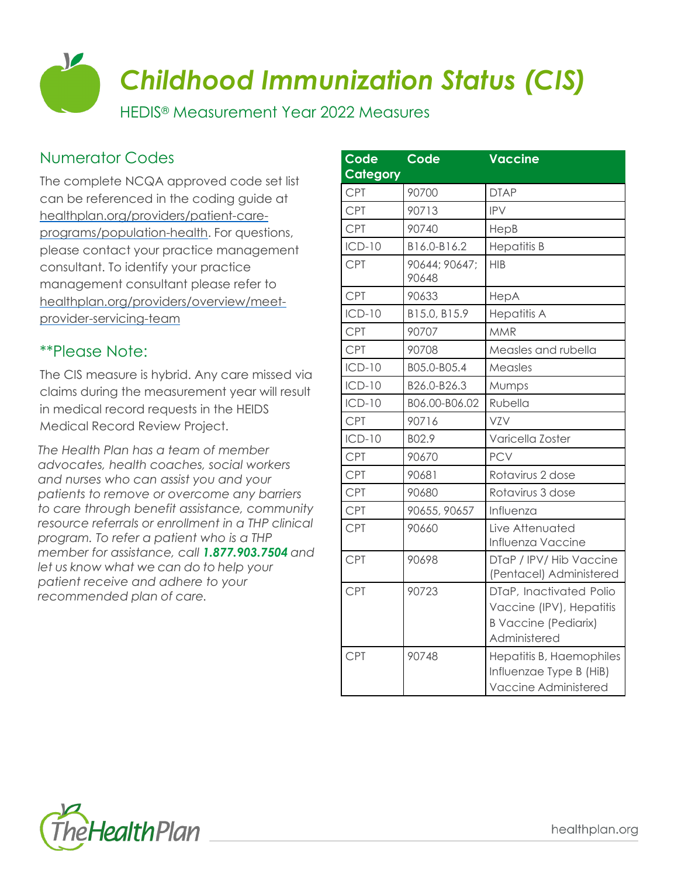# *Childhood Immunization Status (CIS)*

HEDIS® Measurement Year 2022 Measures

## Numerator Codes

The complete NCQA approved code set list can be referenced in the coding guide at healthplan.org/providers/patient-care-programs/population-health. For questions, please contact your practice management consultant. To identify your practice management consultant please refer to healthplan.org/providers/overview/meet-provider-servicing-team

## **Please Note:

The CIS measure is hybrid. Any care missed via claims during the measurement year will result in medical record requests in the HEIDS Medical Record Review Project.

*The Health Plan has a team of member advocates, health coaches, social workers and nurses who can assist you and your patients to remove or overcome any barriers to care through benefit assistance, community resource referrals or enrollment in a THP clinical program. To refer a patient who is a THP member for assistance, call **1.877.903.7504** and let us know what we can do to help your patient receive and adhere to your recommended plan of care.*

| Code Category | Code | Vaccine |
|---|---|---|
| CPT | 90700 | DTAP |
| CPT | 90713 | IPV |
| CPT | 90740 | HepB |
| ICD-10 | B16.0-B16.2 | Hepatitis B |
| CPT | 90644; 90647; 90648 | HIB |
| CPT | 90633 | HepA |
| ICD-10 | B15.0, B15.9 | Hepatitis A |
| CPT | 90707 | MMR |
| CPT | 90708 | Measles and rubella |
| ICD-10 | B05.0-B05.4 | Measles |
| ICD-10 | B26.0-B26.3 | Mumps |
| ICD-10 | B06.00-B06.02 | Rubella |
| CPT | 90716 | VZV |
| ICD-10 | B02.9 | Varicella Zoster |
| CPT | 90670 | PCV |
| CPT | 90681 | Rotavirus 2 dose |
| CPT | 90680 | Rotavirus 3 dose |
| CPT | 90655, 90657 | Influenza |
| CPT | 90660 | Live Attenuated Influenza Vaccine |
| CPT | 90698 | DTaP / IPV/ Hib Vaccine (Pentacel) Administered |
| CPT | 90723 | DTaP, Inactivated Polio Vaccine (IPV), Hepatitis B Vaccine (Pediarix) Administered |
| CPT | 90748 | Hepatitis B, Haemophiles Influenzae Type B (HiB) Vaccine Administered |

TheHealthPlan

healthplan.org